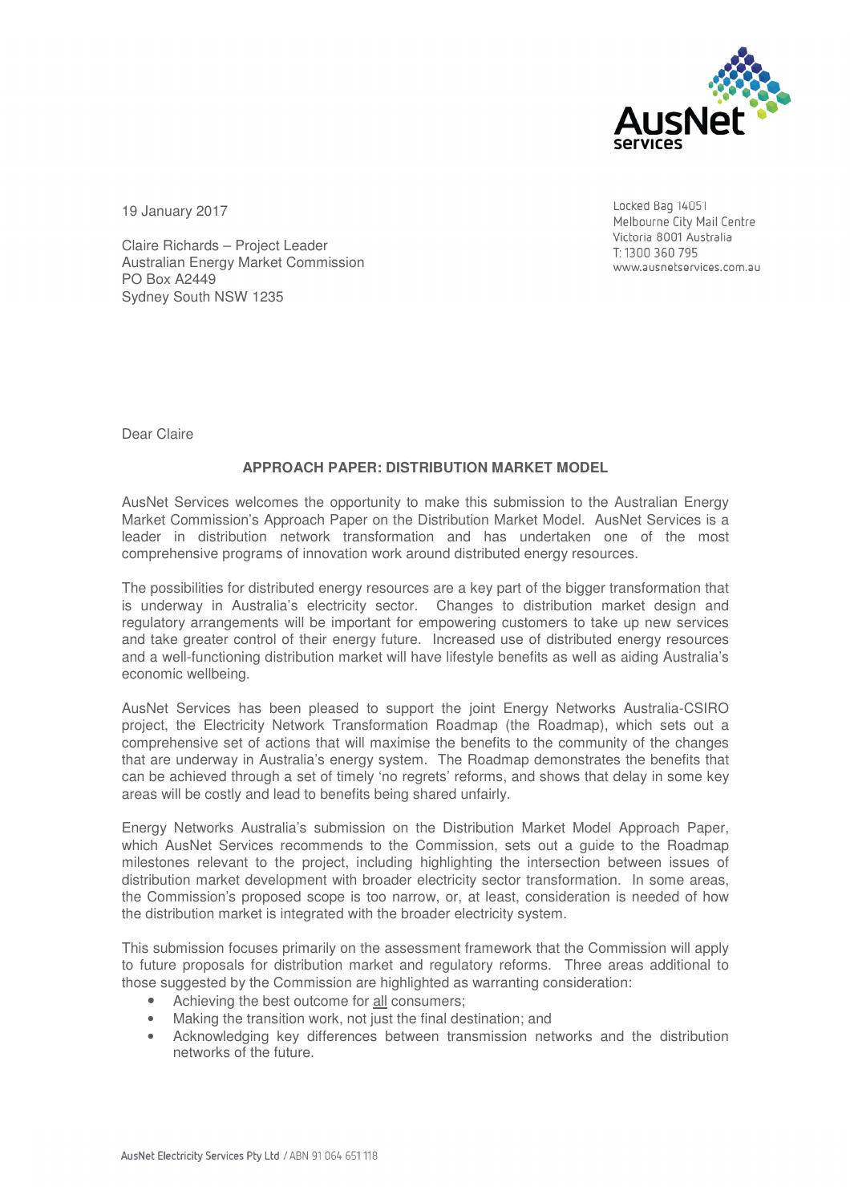AusNet services

Locked Bag 14051
Melbourne City Mail Centre
Victoria 8001 Australia
T: 1300 360 795
www.ausnetservices.com.au

19 January 2017

Claire Richards – Project Leader
Australian Energy Market Commission
PO Box A2449
Sydney South NSW 1235

Dear Claire

**APPROACH PAPER: DISTRIBUTION MARKET MODEL**

AusNet Services welcomes the opportunity to make this submission to the Australian Energy Market Commission's Approach Paper on the Distribution Market Model. AusNet Services is a leader in distribution network transformation and has undertaken one of the most comprehensive programs of innovation work around distributed energy resources.

The possibilities for distributed energy resources are a key part of the bigger transformation that is underway in Australia's electricity sector. Changes to distribution market design and regulatory arrangements will be important for empowering customers to take up new services and take greater control of their energy future. Increased use of distributed energy resources and a well-functioning distribution market will have lifestyle benefits as well as aiding Australia's economic wellbeing.

AusNet Services has been pleased to support the joint Energy Networks Australia-CSIRO project, the Electricity Network Transformation Roadmap (the Roadmap), which sets out a comprehensive set of actions that will maximise the benefits to the community of the changes that are underway in Australia's energy system. The Roadmap demonstrates the benefits that can be achieved through a set of timely 'no regrets' reforms, and shows that delay in some key areas will be costly and lead to benefits being shared unfairly.

Energy Networks Australia's submission on the Distribution Market Model Approach Paper, which AusNet Services recommends to the Commission, sets out a guide to the Roadmap milestones relevant to the project, including highlighting the intersection between issues of distribution market development with broader electricity sector transformation. In some areas, the Commission's proposed scope is too narrow, or, at least, consideration is needed of how the distribution market is integrated with the broader electricity system.

This submission focuses primarily on the assessment framework that the Commission will apply to future proposals for distribution market and regulatory reforms. Three areas additional to those suggested by the Commission are highlighted as warranting consideration:

- Achieving the best outcome for all consumers;
- Making the transition work, not just the final destination; and
- Acknowledging key differences between transmission networks and the distribution networks of the future.

AusNet Electricity Services Pty Ltd / ABN 91 064 651 118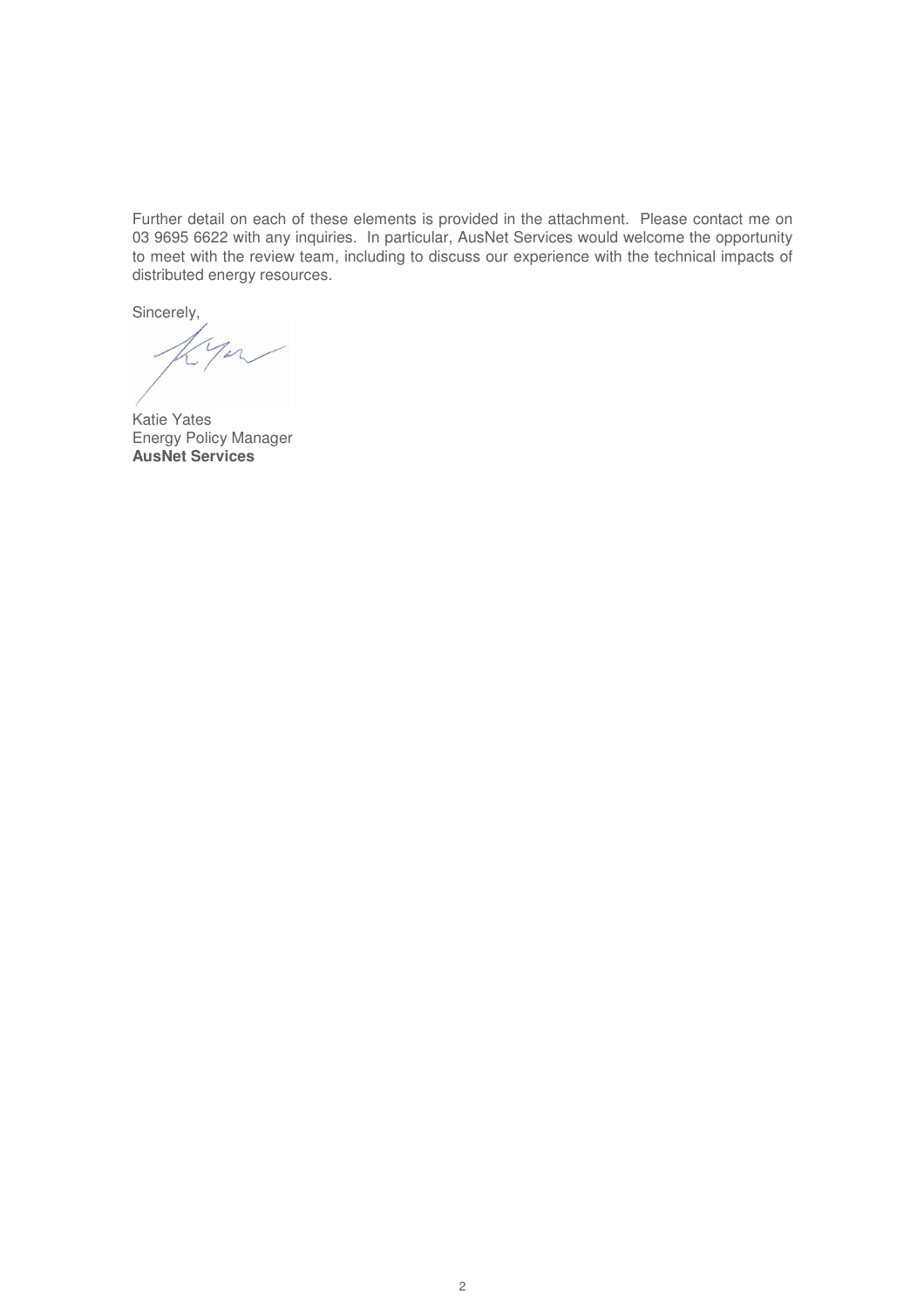Further detail on each of these elements is provided in the attachment. Please contact me on 03 9695 6622 with any inquiries. In particular, AusNet Services would welcome the opportunity to meet with the review team, including to discuss our experience with the technical impacts of distributed energy resources.

Sincerely,

Katie Yates
Energy Policy Manager
**AusNet Services**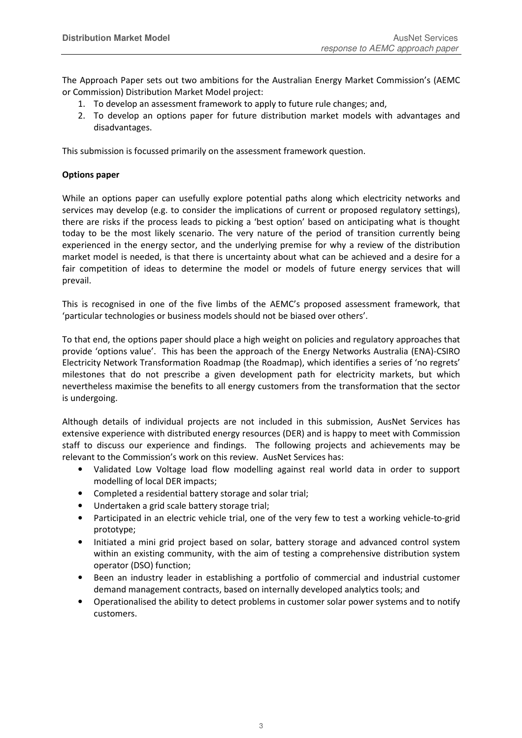The Approach Paper sets out two ambitions for the Australian Energy Market Commission's (AEMC or Commission) Distribution Market Model project:

1. To develop an assessment framework to apply to future rule changes; and,
2. To develop an options paper for future distribution market models with advantages and disadvantages.

This submission is focussed primarily on the assessment framework question.

**Options paper**

While an options paper can usefully explore potential paths along which electricity networks and services may develop (e.g. to consider the implications of current or proposed regulatory settings), there are risks if the process leads to picking a 'best option' based on anticipating what is thought today to be the most likely scenario. The very nature of the period of transition currently being experienced in the energy sector, and the underlying premise for why a review of the distribution market model is needed, is that there is uncertainty about what can be achieved and a desire for a fair competition of ideas to determine the model or models of future energy services that will prevail.

This is recognised in one of the five limbs of the AEMC's proposed assessment framework, that 'particular technologies or business models should not be biased over others'.

To that end, the options paper should place a high weight on policies and regulatory approaches that provide 'options value'. This has been the approach of the Energy Networks Australia (ENA)-CSIRO Electricity Network Transformation Roadmap (the Roadmap), which identifies a series of 'no regrets' milestones that do not prescribe a given development path for electricity markets, but which nevertheless maximise the benefits to all energy customers from the transformation that the sector is undergoing.

Although details of individual projects are not included in this submission, AusNet Services has extensive experience with distributed energy resources (DER) and is happy to meet with Commission staff to discuss our experience and findings. The following projects and achievements may be relevant to the Commission's work on this review. AusNet Services has:

- Validated Low Voltage load flow modelling against real world data in order to support modelling of local DER impacts;
- Completed a residential battery storage and solar trial;
- Undertaken a grid scale battery storage trial;
- Participated in an electric vehicle trial, one of the very few to test a working vehicle-to-grid prototype;
- Initiated a mini grid project based on solar, battery storage and advanced control system within an existing community, with the aim of testing a comprehensive distribution system operator (DSO) function;
- Been an industry leader in establishing a portfolio of commercial and industrial customer demand management contracts, based on internally developed analytics tools; and
- Operationalised the ability to detect problems in customer solar power systems and to notify customers.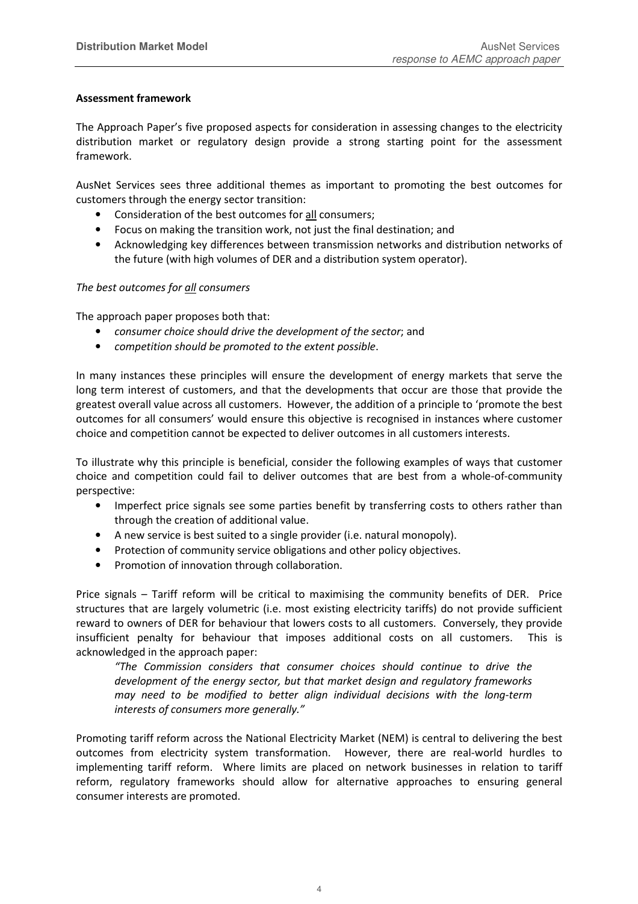**Assessment framework**

The Approach Paper's five proposed aspects for consideration in assessing changes to the electricity distribution market or regulatory design provide a strong starting point for the assessment framework.

AusNet Services sees three additional themes as important to promoting the best outcomes for customers through the energy sector transition:

- Consideration of the best outcomes for <u>all</u> consumers;
- Focus on making the transition work, not just the final destination; and
- Acknowledging key differences between transmission networks and distribution networks of the future (with high volumes of DER and a distribution system operator).

*The best outcomes for <u>all</u> consumers*

The approach paper proposes both that:

- *consumer choice should drive the development of the sector*; and
- *competition should be promoted to the extent possible*.

In many instances these principles will ensure the development of energy markets that serve the long term interest of customers, and that the developments that occur are those that provide the greatest overall value across all customers. However, the addition of a principle to 'promote the best outcomes for all consumers' would ensure this objective is recognised in instances where customer choice and competition cannot be expected to deliver outcomes in all customers interests.

To illustrate why this principle is beneficial, consider the following examples of ways that customer choice and competition could fail to deliver outcomes that are best from a whole-of-community perspective:

- Imperfect price signals see some parties benefit by transferring costs to others rather than through the creation of additional value.
- A new service is best suited to a single provider (i.e. natural monopoly).
- Protection of community service obligations and other policy objectives.
- Promotion of innovation through collaboration.

Price signals – Tariff reform will be critical to maximising the community benefits of DER. Price structures that are largely volumetric (i.e. most existing electricity tariffs) do not provide sufficient reward to owners of DER for behaviour that lowers costs to all customers. Conversely, they provide insufficient penalty for behaviour that imposes additional costs on all customers. This is acknowledged in the approach paper:

> *"The Commission considers that consumer choices should continue to drive the development of the energy sector, but that market design and regulatory frameworks may need to be modified to better align individual decisions with the long-term interests of consumers more generally."*

Promoting tariff reform across the National Electricity Market (NEM) is central to delivering the best outcomes from electricity system transformation. However, there are real-world hurdles to implementing tariff reform. Where limits are placed on network businesses in relation to tariff reform, regulatory frameworks should allow for alternative approaches to ensuring general consumer interests are promoted.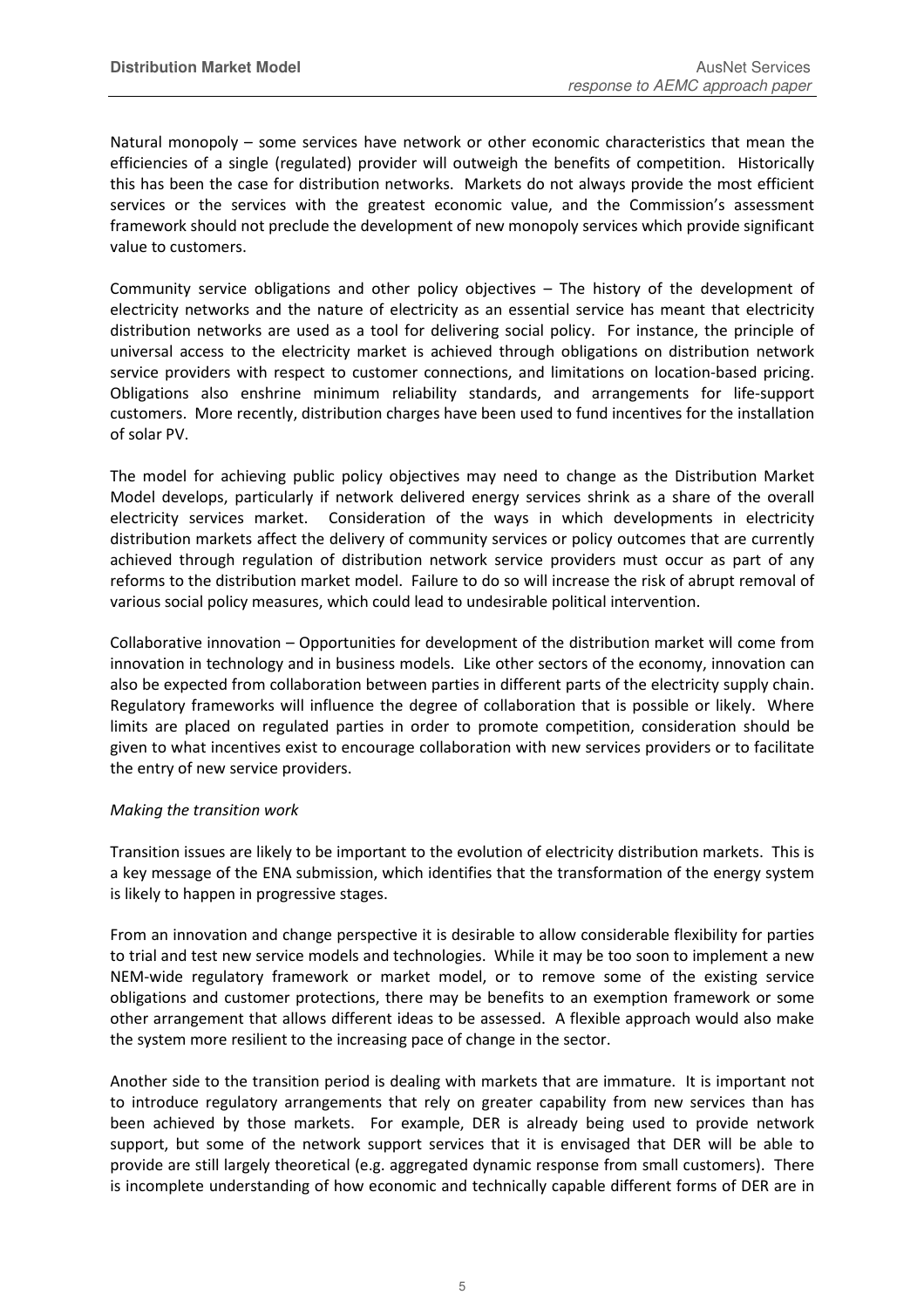Natural monopoly – some services have network or other economic characteristics that mean the efficiencies of a single (regulated) provider will outweigh the benefits of competition. Historically this has been the case for distribution networks. Markets do not always provide the most efficient services or the services with the greatest economic value, and the Commission's assessment framework should not preclude the development of new monopoly services which provide significant value to customers.

Community service obligations and other policy objectives – The history of the development of electricity networks and the nature of electricity as an essential service has meant that electricity distribution networks are used as a tool for delivering social policy. For instance, the principle of universal access to the electricity market is achieved through obligations on distribution network service providers with respect to customer connections, and limitations on location-based pricing. Obligations also enshrine minimum reliability standards, and arrangements for life-support customers. More recently, distribution charges have been used to fund incentives for the installation of solar PV.

The model for achieving public policy objectives may need to change as the Distribution Market Model develops, particularly if network delivered energy services shrink as a share of the overall electricity services market. Consideration of the ways in which developments in electricity distribution markets affect the delivery of community services or policy outcomes that are currently achieved through regulation of distribution network service providers must occur as part of any reforms to the distribution market model. Failure to do so will increase the risk of abrupt removal of various social policy measures, which could lead to undesirable political intervention.

Collaborative innovation – Opportunities for development of the distribution market will come from innovation in technology and in business models. Like other sectors of the economy, innovation can also be expected from collaboration between parties in different parts of the electricity supply chain. Regulatory frameworks will influence the degree of collaboration that is possible or likely. Where limits are placed on regulated parties in order to promote competition, consideration should be given to what incentives exist to encourage collaboration with new services providers or to facilitate the entry of new service providers.

*Making the transition work*

Transition issues are likely to be important to the evolution of electricity distribution markets. This is a key message of the ENA submission, which identifies that the transformation of the energy system is likely to happen in progressive stages.

From an innovation and change perspective it is desirable to allow considerable flexibility for parties to trial and test new service models and technologies. While it may be too soon to implement a new NEM-wide regulatory framework or market model, or to remove some of the existing service obligations and customer protections, there may be benefits to an exemption framework or some other arrangement that allows different ideas to be assessed. A flexible approach would also make the system more resilient to the increasing pace of change in the sector.

Another side to the transition period is dealing with markets that are immature. It is important not to introduce regulatory arrangements that rely on greater capability from new services than has been achieved by those markets. For example, DER is already being used to provide network support, but some of the network support services that it is envisaged that DER will be able to provide are still largely theoretical (e.g. aggregated dynamic response from small customers). There is incomplete understanding of how economic and technically capable different forms of DER are in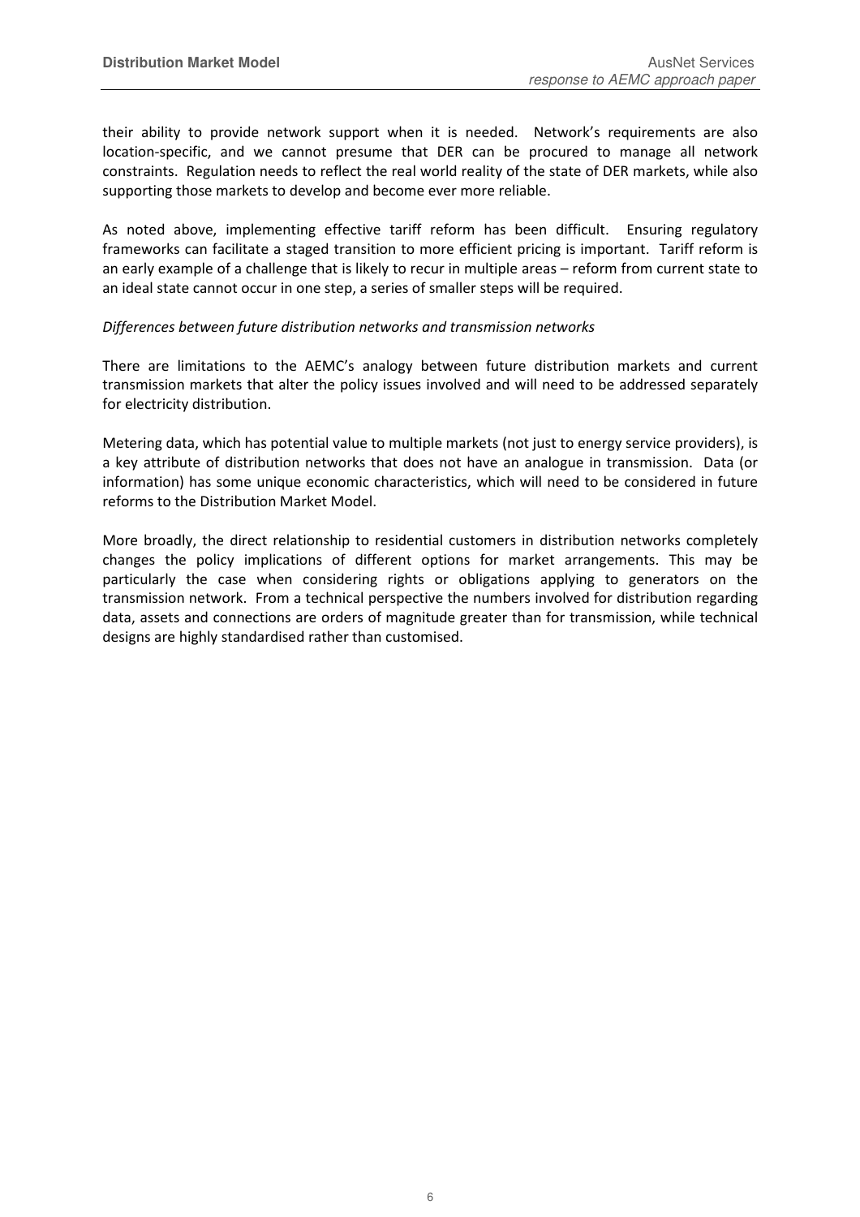their ability to provide network support when it is needed. Network's requirements are also location-specific, and we cannot presume that DER can be procured to manage all network constraints. Regulation needs to reflect the real world reality of the state of DER markets, while also supporting those markets to develop and become ever more reliable.

As noted above, implementing effective tariff reform has been difficult. Ensuring regulatory frameworks can facilitate a staged transition to more efficient pricing is important. Tariff reform is an early example of a challenge that is likely to recur in multiple areas – reform from current state to an ideal state cannot occur in one step, a series of smaller steps will be required.

*Differences between future distribution networks and transmission networks*

There are limitations to the AEMC's analogy between future distribution markets and current transmission markets that alter the policy issues involved and will need to be addressed separately for electricity distribution.

Metering data, which has potential value to multiple markets (not just to energy service providers), is a key attribute of distribution networks that does not have an analogue in transmission. Data (or information) has some unique economic characteristics, which will need to be considered in future reforms to the Distribution Market Model.

More broadly, the direct relationship to residential customers in distribution networks completely changes the policy implications of different options for market arrangements. This may be particularly the case when considering rights or obligations applying to generators on the transmission network. From a technical perspective the numbers involved for distribution regarding data, assets and connections are orders of magnitude greater than for transmission, while technical designs are highly standardised rather than customised.